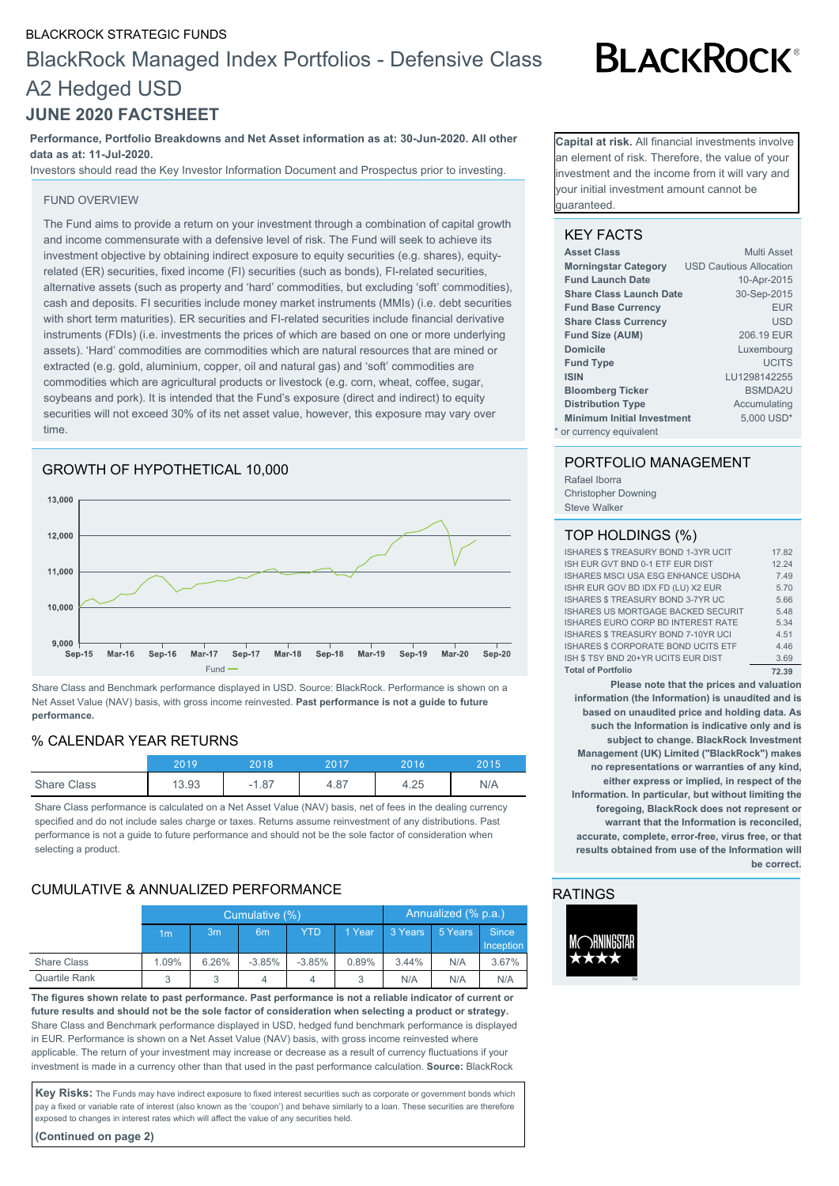BLACKROCK STRATEGIC FUNDS

# BlackRock Managed Index Portfolios - Defensive Class A2 Hedged USD

## JUNE 2020 FACTSHEET

**Performance, Portfolio Breakdowns and Net Asset information as at: 30-Jun-2020. All other data as at: 11-Jul-2020.**

Investors should read the Key Investor Information Document and Prospectus prior to investing.

**Capital at risk.** All financial investments involve an element of risk. Therefore, the value of your investment and the income from it will vary and your initial investment amount cannot be guaranteed.

### FUND OVERVIEW

The Fund aims to provide a return on your investment through a combination of capital growth and income commensurate with a defensive level of risk. The Fund will seek to achieve its investment objective by obtaining indirect exposure to equity securities (e.g. shares), equity-related (ER) securities, fixed income (FI) securities (such as bonds), FI-related securities, alternative assets (such as property and 'hard' commodities, but excluding 'soft' commodities), cash and deposits. FI securities include money market instruments (MMIs) (i.e. debt securities with short term maturities). ER securities and FI-related securities include financial derivative instruments (FDIs) (i.e. investments the prices of which are based on one or more underlying assets). 'Hard' commodities are commodities which are natural resources that are mined or extracted (e.g. gold, aluminium, copper, oil and natural gas) and 'soft' commodities are commodities which are agricultural products or livestock (e.g. corn, wheat, coffee, sugar, soybeans and pork). It is intended that the Fund's exposure (direct and indirect) to equity securities will not exceed 30% of its net asset value, however, this exposure may vary over time.

### GROWTH OF HYPOTHETICAL 10,000

Fund

Share Class and Benchmark performance displayed in USD. Source: BlackRock. Performance is shown on a Net Asset Value (NAV) basis, with gross income reinvested. **Past performance is not a guide to future performance.**

### % CALENDAR YEAR RETURNS

| | 2019 | 2018 | 2017 | 2016 | 2015 |
|---|---|---|---|---|---|
| Share Class | 13.93 | -1.87 | 4.87 | 4.25 | N/A |

Share Class performance is calculated on a Net Asset Value (NAV) basis, net of fees in the dealing currency specified and do not include sales charge or taxes. Returns assume reinvestment of any distributions. Past performance is not a guide to future performance and should not be the sole factor of consideration when selecting a product.

### CUMULATIVE & ANNUALIZED PERFORMANCE

| | Cumulative (%) | | | | | Annualized (% p.a.) | | |
|---|---|---|---|---|---|---|---|---|
| | 1m | 3m | 6m | YTD | 1 Year | 3 Years | 5 Years | Since Inception |
| Share Class | 1.09% | 6.26% | -3.85% | -3.85% | 0.89% | 3.44% | N/A | 3.67% |
| Quartile Rank | 3 | 3 | 4 | 4 | 3 | N/A | N/A | N/A |

**The figures shown relate to past performance. Past performance is not a reliable indicator of current or future results and should not be the sole factor of consideration when selecting a product or strategy.** Share Class and Benchmark performance displayed in USD, hedged fund benchmark performance is displayed in EUR. Performance is shown on a Net Asset Value (NAV) basis, with gross income reinvested where applicable. The return of your investment may increase or decrease as a result of currency fluctuations if your investment is made in a currency other than that used in the past performance calculation. **Source:** BlackRock

**Key Risks:** The Funds may have indirect exposure to fixed interest securities such as corporate or government bonds which pay a fixed or variable rate of interest (also known as the 'coupon') and behave similarly to a loan. These securities are therefore exposed to changes in interest rates which will affect the value of any securities held.

**(Continued on page 2)**

### KEY FACTS

| | |
|---|---|
| **Asset Class** | Multi Asset |
| **Morningstar Category** | USD Cautious Allocation |
| **Fund Launch Date** | 10-Apr-2015 |
| **Share Class Launch Date** | 30-Sep-2015 |
| **Fund Base Currency** | EUR |
| **Share Class Currency** | USD |
| **Fund Size (AUM)** | 206.19 EUR |
| **Domicile** | Luxembourg |
| **Fund Type** | UCITS |
| **ISIN** | LU1298142255 |
| **Bloomberg Ticker** | BSMDA2U |
| **Distribution Type** | Accumulating |
| **Minimum Initial Investment** | 5,000 USD* |

\* or currency equivalent

### PORTFOLIO MANAGEMENT

Rafael Iborra
Christopher Downing
Steve Walker

### TOP HOLDINGS (%)

| | |
|---|---|
| ISHARES $ TREASURY BOND 1-3YR UCIT | 17.82 |
| ISH EUR GVT BND 0-1 ETF EUR DIST | 12.24 |
| ISHARES MSCI USA ESG ENHANCE USDHA | 7.49 |
| ISHR EUR GOV BD IDX FD (LU) X2 EUR | 5.70 |
| ISHARES $ TREASURY BOND 3-7YR UC | 5.66 |
| ISHARES US MORTGAGE BACKED SECURIT | 5.48 |
| ISHARES EURO CORP BD INTEREST RATE | 5.34 |
| ISHARES $ TREASURY BOND 7-10YR UCI | 4.51 |
| ISHARES $ CORPORATE BOND UCITS ETF | 4.46 |
| ISH $ TSY BND 20+YR UCITS EUR DIST | 3.69 |
| **Total of Portfolio** | **72.39** |

**Please note that the prices and valuation information (the Information) is unaudited and is based on unaudited price and holding data. As such the Information is indicative only and is subject to change. BlackRock Investment Management (UK) Limited ("BlackRock") makes no representations or warranties of any kind, either express or implied, in respect of the Information. In particular, but without limiting the foregoing, BlackRock does not represent or warrant that the Information is reconciled, accurate, complete, error-free, virus free, or that results obtained from use of the Information will be correct.**

### RATINGS

MORNINGSTAR ★★★★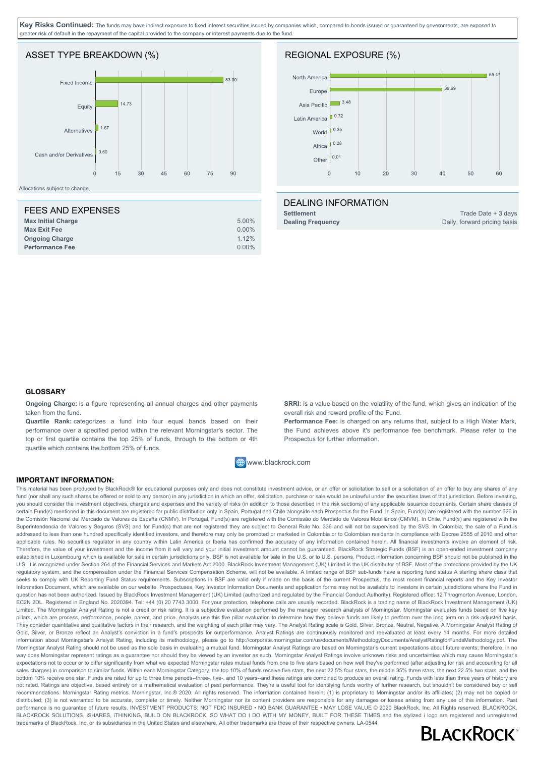**Key Risks Continued:** The funds may have indirect exposure to fixed interest securities issued by companies which, compared to bonds issued or guaranteed by governments, are exposed to greater risk of default in the repayment of the capital provided to the company or interest payments due to the fund.

## ASSET TYPE BREAKDOWN (%)

Fixed Income 83.00
Equity 14.73
Alternatives 1.67
Cash and/or Derivatives 0.60

0 15 30 45 60 75 90

Allocations subject to change.

## REGIONAL EXPOSURE (%)

North America 55.47
Europe 39.69
Asia Pacific 3.48
Latin America 0.72
World 0.35
Africa 0.28
Other 0.01

0 10 20 30 40 50 60

## FEES AND EXPENSES

| | |
|---|---|
| **Max Initial Charge** | 5.00% |
| **Max Exit Fee** | 0.00% |
| **Ongoing Charge** | 1.12% |
| **Performance Fee** | 0.00% |

## DEALING INFORMATION

| | |
|---|---|
| **Settlement** | Trade Date + 3 days |
| **Dealing Frequency** | Daily, forward pricing basis |

### GLOSSARY

**Ongoing Charge:** is a figure representing all annual charges and other payments taken from the fund.

**Quartile Rank:** categorizes a fund into four equal bands based on their performance over a specified period within the relevant Morningstar's sector. The top or first quartile contains the top 25% of funds, through to the bottom or 4th quartile which contains the bottom 25% of funds.

**SRRI:** is a value based on the volatility of the fund, which gives an indication of the overall risk and reward profile of the Fund.

**Performance Fee:** is charged on any returns that, subject to a High Water Mark, the Fund achieves above it's performance fee benchmark. Please refer to the Prospectus for further information.

www.blackrock.com

### IMPORTANT INFORMATION:

This material has been produced by BlackRock® for educational purposes only and does not constitute investment advice, or an offer or solicitation to sell or a solicitation of an offer to buy any shares of any fund (nor shall any such shares be offered or sold to any person) in any jurisdiction in which an offer, solicitation, purchase or sale would be unlawful under the securities laws of that jurisdiction. Before investing, you should consider the investment objectives, charges and expenses and the variety of risks (in addition to those described in the risk sections) of any applicable issuance documents. Certain share classes of certain Fund(s) mentioned in this document are registered for public distribution only in Spain, Portugal and Chile alongside each Prospectus for the Fund. In Spain, Fund(s) are registered with the number 626 in the Comisión Nacional del Mercado de Valores de España (CNMV). In Portugal, Fund(s) are registered with the Comissão do Mercado de Valores Mobiliários (CMVM). In Chile, Fund(s) are registered with the Superintendencia de Valores y Seguros (SVS) and for Fund(s) that are not registered they are subject to General Rule No. 336 and will not be supervised by the SVS. In Colombia, the sale of a Fund is addressed to less than one hundred specifically identified investors, and therefore may only be promoted or marketed in Colombia or to Colombian residents in compliance with Decree 2555 of 2010 and other applicable rules. No securities regulator in any country within Latin America or Iberia has confirmed the accuracy of any information contained herein. All financial investments involve an element of risk. Therefore, the value of your investment and the income from it will vary and your initial investment amount cannot be guaranteed. BlackRock Strategic Funds (BSF) is an open-ended investment company established in Luxembourg which is available for sale in certain jurisdictions only. BSF is not available for sale in the U.S. or to U.S. persons. Product information concerning BSF should not be published in the U.S. It is recognized under Section 264 of the Financial Services and Markets Act 2000. BlackRock Investment Management (UK) Limited is the UK distributor of BSF. Most of the protections provided by the UK regulatory system, and the compensation under the Financial Services Compensation Scheme, will not be available. A limited range of BSF sub-funds have a reporting fund status A sterling share class that seeks to comply with UK Reporting Fund Status requirements. Subscriptions in BSF are valid only if made on the basis of the current Prospectus, the most recent financial reports and the Key Investor Information Document, which are available on our website. Prospectuses, Key Investor Information Documents and application forms may not be available to investors in certain jurisdictions where the Fund in question has not been authorized. Issued by BlackRock Investment Management (UK) Limited (authorized and regulated by the Financial Conduct Authority). Registered office: 12 Throgmorton Avenue, London, EC2N 2DL. Registered in England No. 2020394. Tel: +44 (0) 20 7743 3000. For your protection, telephone calls are usually recorded. BlackRock is a trading name of BlackRock Investment Management (UK) Limited. The Morningstar Analyst Rating is not a credit or risk rating. It is a subjective evaluation performed by the manager research analysts of Morningstar. Morningstar evaluates funds based on five key pillars, which are process, performance, people, parent, and price. Analysts use this five pillar evaluation to determine how they believe funds are likely to perform over the long term on a risk-adjusted basis. They consider quantitative and qualitative factors in their research, and the weighting of each pillar may vary. The Analyst Rating scale is Gold, Silver, Bronze, Neutral, Negative. A Morningstar Analyst Rating of Gold, Silver, or Bronze reflect an Analyst's conviction in a fund's prospects for outperformance. Analyst Ratings are continuously monitored and reevaluated at least every 14 months. For more detailed information about Morningstar's Analyst Rating, including its methodology, please go to http://corporate.morningstar.com/us/documents/MethodologyDocuments/AnalystRatingforFundsMethodology.pdf. The Morningstar Analyst Rating should not be used as the sole basis in evaluating a mutual fund. Morningstar Analyst Ratings are based on Morningstar's current expectations about future events; therefore, in no way does Morningstar represent ratings as a guarantee nor should they be viewed by an investor as such. Morningstar Analyst Ratings involve unknown risks and uncertainties which may cause Morningstar's expectations not to occur or to differ significantly from what we expected Morningstar rates mutual funds from one to five stars based on how well they've performed (after adjusting for risk and accounting for all sales charges) in comparison to similar funds. Within each Morningstar Category, the top 10% of funds receive five stars, the next 22.5% four stars, the middle 35% three stars, the next 22.5% two stars, and the bottom 10% receive one star. Funds are rated for up to three time periods--three-, five-, and 10 years--and these ratings are combined to produce an overall rating. Funds with less than three years of history are not rated. Ratings are objective, based entirely on a mathematical evaluation of past performance. They're a useful tool for identifying funds worthy of further research, but shouldn't be considered buy or sell recommendations. Morningstar Rating metrics. Morningstar, Inc.® 2020. All rights reserved. The information contained herein; (1) is proprietary to Morningstar and/or its affiliates; (2) may not be copied or distributed; (3) is not warranted to be accurate, complete or timely. Neither Morningstar nor its content providers are responsible for any damages or losses arising from any use of this information. Past performance is no guarantee of future results. INVESTMENT PRODUCTS: NOT FDIC INSURED • NO BANK GUARANTEE • MAY LOSE VALUE © 2020 BlackRock, Inc. All Rights reserved. BLACKROCK, BLACKROCK SOLUTIONS, iSHARES, iTHINKING, BUILD ON BLACKROCK, SO WHAT DO I DO WITH MY MONEY, BUILT FOR THESE TIMES and the stylized i logo are registered and unregistered trademarks of BlackRock, Inc. or its subsidiaries in the United States and elsewhere. All other trademarks are those of their respective owners. LA-0544

BLACKROCK®